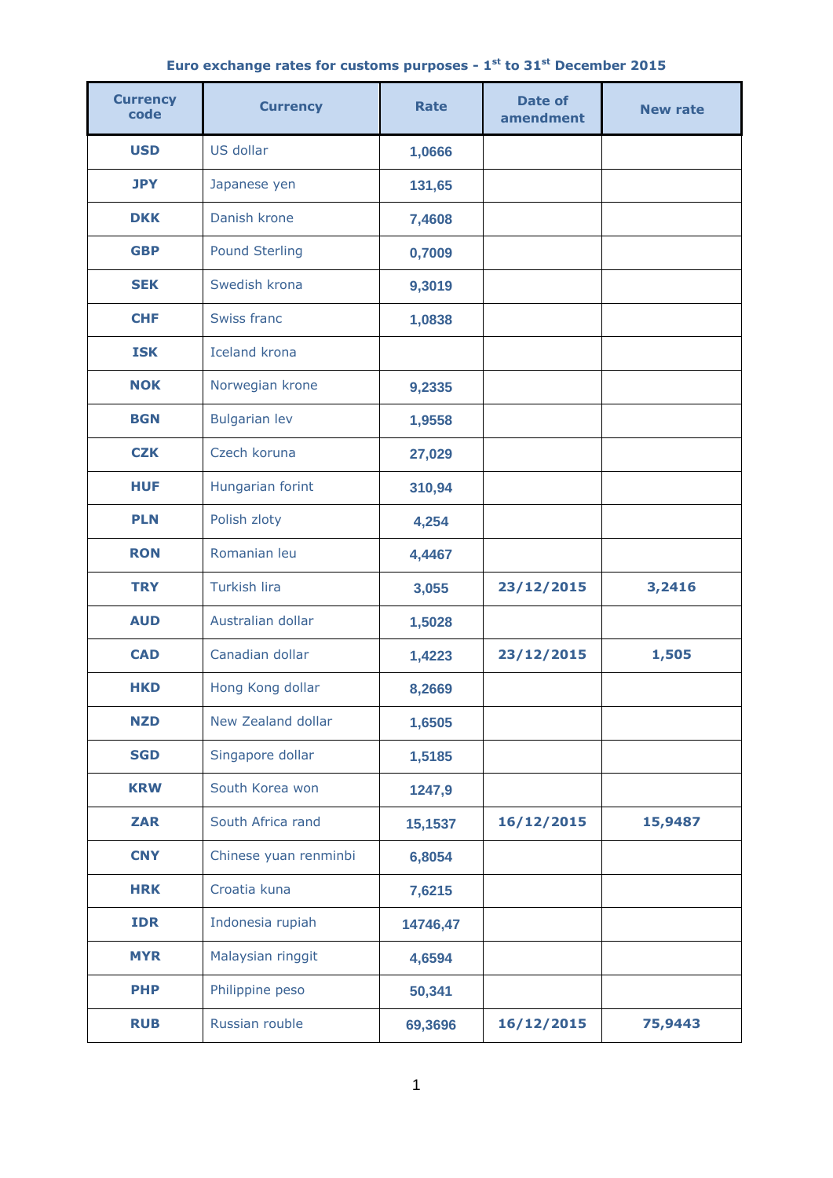**Euro exchange rates for customs purposes - 1st to 31st December 2015**

| Currency code | Currency | Rate | Date of amendment | New rate |
|---|---|---|---|---|
| **USD** | US dollar | 1,0666 | | |
| **JPY** | Japanese yen | 131,65 | | |
| **DKK** | Danish krone | 7,4608 | | |
| **GBP** | Pound Sterling | 0,7009 | | |
| **SEK** | Swedish krona | 9,3019 | | |
| **CHF** | Swiss franc | 1,0838 | | |
| **ISK** | Iceland krona | | | |
| **NOK** | Norwegian krone | 9,2335 | | |
| **BGN** | Bulgarian lev | 1,9558 | | |
| **CZK** | Czech koruna | 27,029 | | |
| **HUF** | Hungarian forint | 310,94 | | |
| **PLN** | Polish zloty | 4,254 | | |
| **RON** | Romanian leu | 4,4467 | | |
| **TRY** | Turkish lira | 3,055 | **23/12/2015** | **3,2416** |
| **AUD** | Australian dollar | 1,5028 | | |
| **CAD** | Canadian dollar | 1,4223 | **23/12/2015** | **1,505** |
| **HKD** | Hong Kong dollar | 8,2669 | | |
| **NZD** | New Zealand dollar | 1,6505 | | |
| **SGD** | Singapore dollar | 1,5185 | | |
| **KRW** | South Korea won | 1247,9 | | |
| **ZAR** | South Africa rand | 15,1537 | **16/12/2015** | **15,9487** |
| **CNY** | Chinese yuan renminbi | 6,8054 | | |
| **HRK** | Croatia kuna | 7,6215 | | |
| **IDR** | Indonesia rupiah | 14746,47 | | |
| **MYR** | Malaysian ringgit | 4,6594 | | |
| **PHP** | Philippine peso | 50,341 | | |
| **RUB** | Russian rouble | 69,3696 | **16/12/2015** | **75,9443** |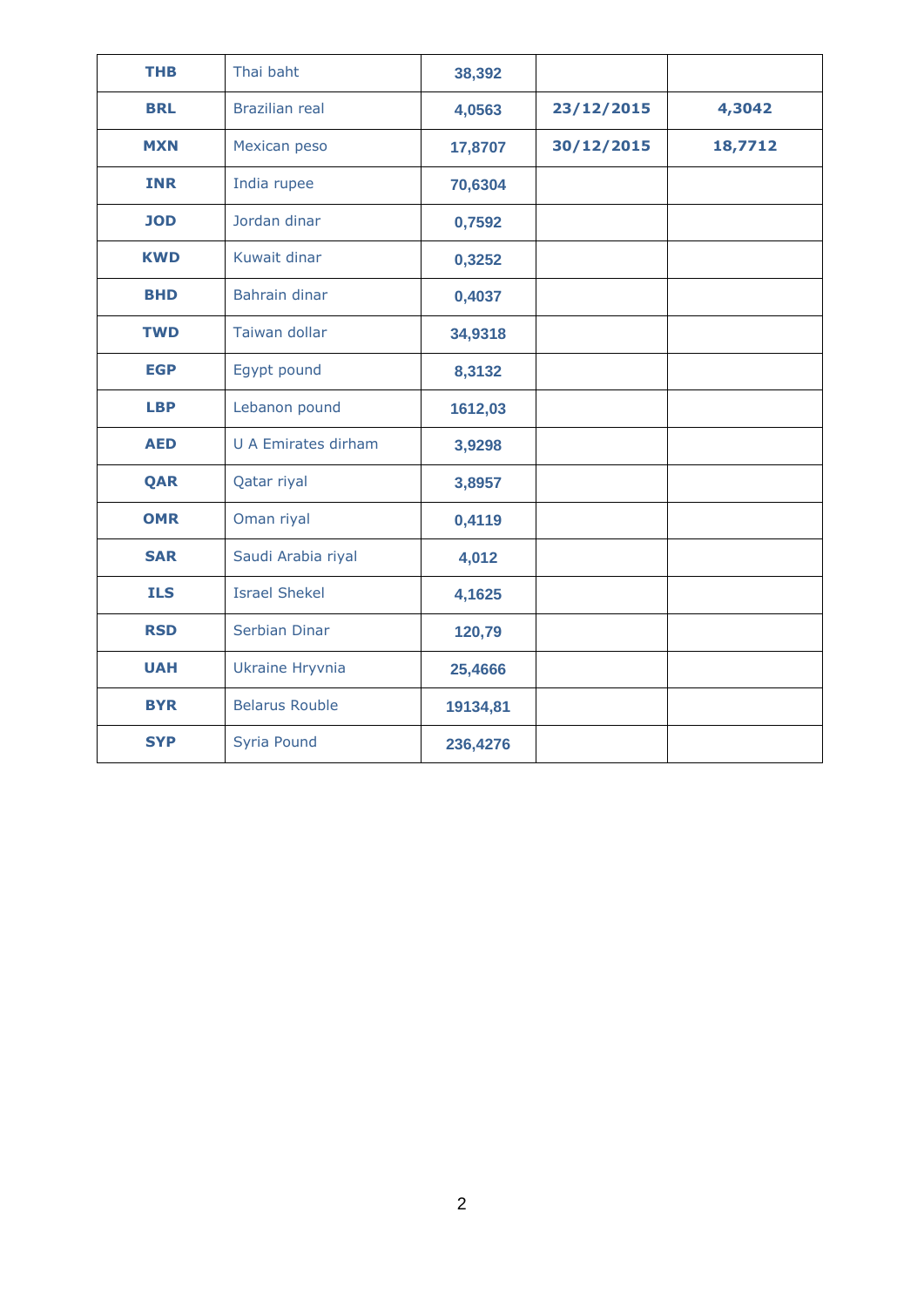| | | | | |
|---|---|---|---|---|
| **THB** | Thai baht | **38,392** | | |
| **BRL** | Brazilian real | **4,0563** | **23/12/2015** | **4,3042** |
| **MXN** | Mexican peso | **17,8707** | **30/12/2015** | **18,7712** |
| **INR** | India rupee | **70,6304** | | |
| **JOD** | Jordan dinar | **0,7592** | | |
| **KWD** | Kuwait dinar | **0,3252** | | |
| **BHD** | Bahrain dinar | **0,4037** | | |
| **TWD** | Taiwan dollar | **34,9318** | | |
| **EGP** | Egypt pound | **8,3132** | | |
| **LBP** | Lebanon pound | **1612,03** | | |
| **AED** | U A Emirates dirham | **3,9298** | | |
| **QAR** | Qatar riyal | **3,8957** | | |
| **OMR** | Oman riyal | **0,4119** | | |
| **SAR** | Saudi Arabia riyal | **4,012** | | |
| **ILS** | Israel Shekel | **4,1625** | | |
| **RSD** | Serbian Dinar | **120,79** | | |
| **UAH** | Ukraine Hryvnia | **25,4666** | | |
| **BYR** | Belarus Rouble | **19134,81** | | |
| **SYP** | Syria Pound | **236,4276** | | |